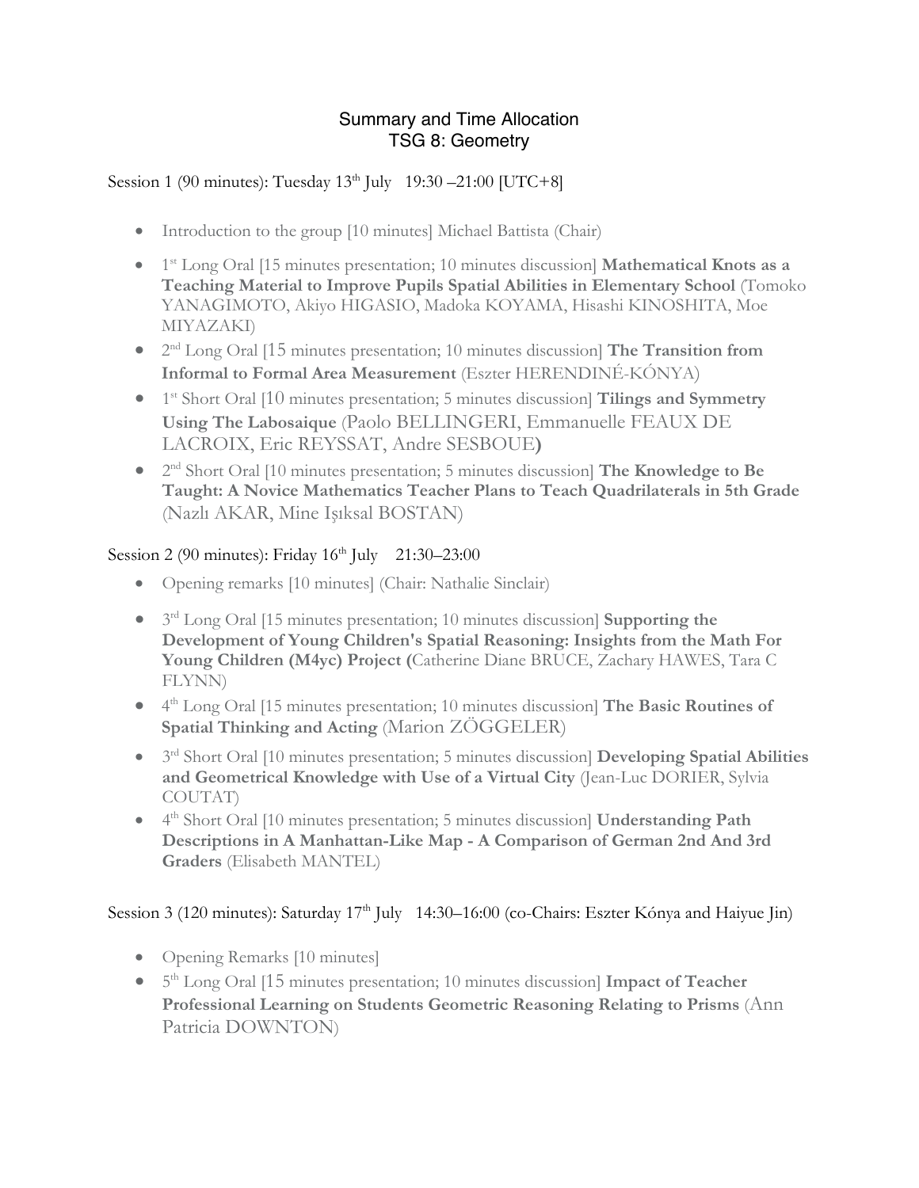# Summary and Time Allocation
## TSG 8: Geometry

Session 1 (90 minutes): Tuesday 13th July 19:30 –21:00 [UTC+8]

- Introduction to the group [10 minutes] Michael Battista (Chair)
- 1st Long Oral [15 minutes presentation; 10 minutes discussion] **Mathematical Knots as a Teaching Material to Improve Pupils Spatial Abilities in Elementary School** (Tomoko YANAGIMOTO, Akiyo HIGASIO, Madoka KOYAMA, Hisashi KINOSHITA, Moe MIYAZAKI)
- 2nd Long Oral [15 minutes presentation; 10 minutes discussion] **The Transition from Informal to Formal Area Measurement** (Eszter HERENDINÉ-KÓNYA)
- 1st Short Oral [10 minutes presentation; 5 minutes discussion] **Tilings and Symmetry Using The Labosaique** (Paolo BELLINGERI, Emmanuelle FEAUX DE LACROIX, Eric REYSSAT, Andre SESBOUE**)**
- 2nd Short Oral [10 minutes presentation; 5 minutes discussion] **The Knowledge to Be Taught: A Novice Mathematics Teacher Plans to Teach Quadrilaterals in 5th Grade** (Nazlı AKAR, Mine Işıksal BOSTAN)

Session 2 (90 minutes): Friday 16th July 21:30–23:00

- Opening remarks [10 minutes] (Chair: Nathalie Sinclair)
- 3rd Long Oral [15 minutes presentation; 10 minutes discussion] **Supporting the Development of Young Children's Spatial Reasoning: Insights from the Math For Young Children (M4yc) Project (**Catherine Diane BRUCE, Zachary HAWES, Tara C FLYNN)
- 4th Long Oral [15 minutes presentation; 10 minutes discussion] **The Basic Routines of Spatial Thinking and Acting** (Marion ZÖGGELER)
- 3rd Short Oral [10 minutes presentation; 5 minutes discussion] **Developing Spatial Abilities and Geometrical Knowledge with Use of a Virtual City** (Jean-Luc DORIER, Sylvia COUTAT)
- 4th Short Oral [10 minutes presentation; 5 minutes discussion] **Understanding Path Descriptions in A Manhattan-Like Map - A Comparison of German 2nd And 3rd Graders** (Elisabeth MANTEL)

Session 3 (120 minutes): Saturday 17th July 14:30–16:00 (co-Chairs: Eszter Kónya and Haiyue Jin)

- Opening Remarks [10 minutes]
- 5th Long Oral [15 minutes presentation; 10 minutes discussion] **Impact of Teacher Professional Learning on Students Geometric Reasoning Relating to Prisms** (Ann Patricia DOWNTON)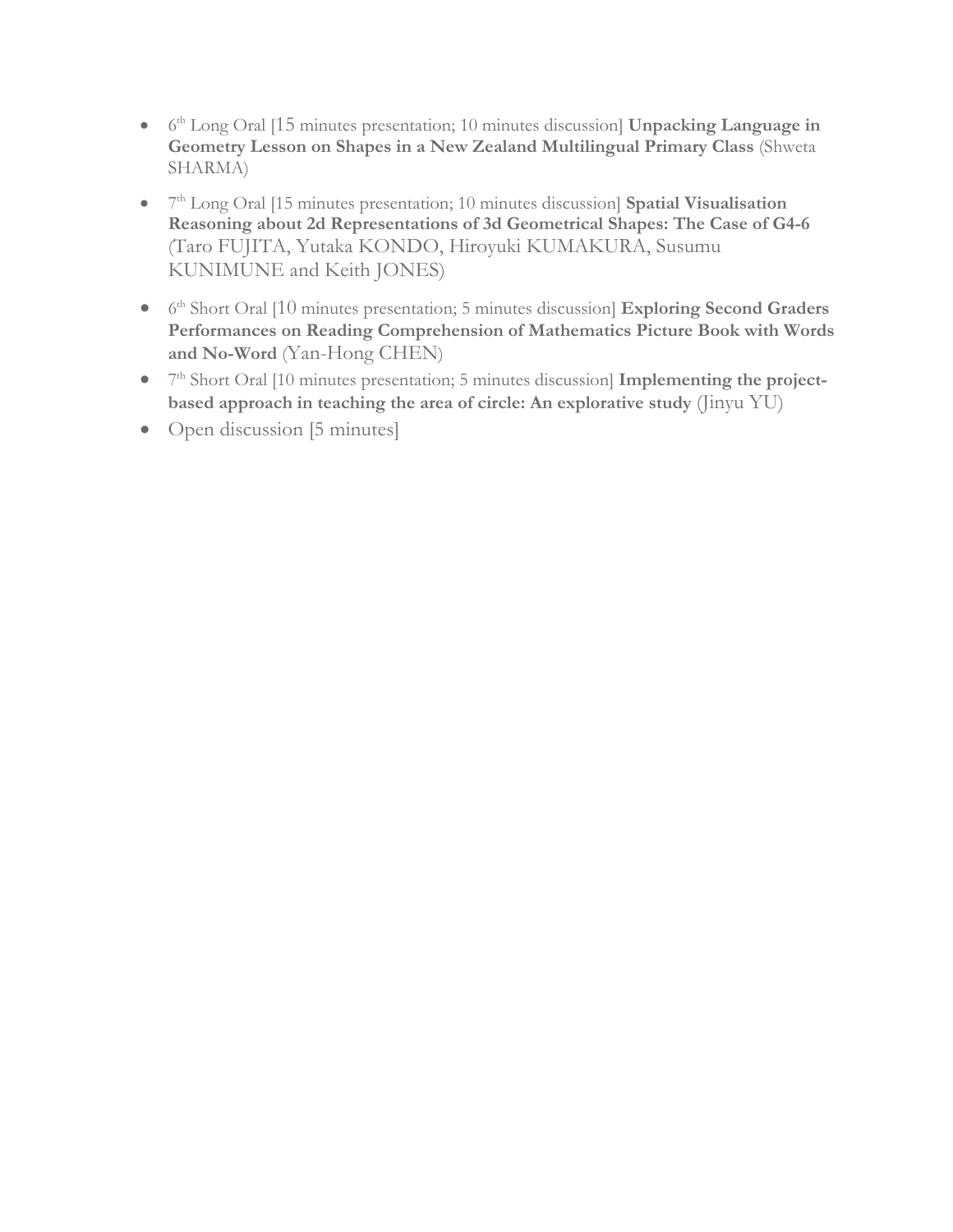- 6th Long Oral [15 minutes presentation; 10 minutes discussion] **Unpacking Language in Geometry Lesson on Shapes in a New Zealand Multilingual Primary Class** (Shweta SHARMA)
- 7th Long Oral [15 minutes presentation; 10 minutes discussion] **Spatial Visualisation Reasoning about 2d Representations of 3d Geometrical Shapes: The Case of G4-6** (Taro FUJITA, Yutaka KONDO, Hiroyuki KUMAKURA, Susumu KUNIMUNE and Keith JONES)
- 6th Short Oral [10 minutes presentation; 5 minutes discussion] **Exploring Second Graders Performances on Reading Comprehension of Mathematics Picture Book with Words and No-Word** (Yan-Hong CHEN)
- 7th Short Oral [10 minutes presentation; 5 minutes discussion] **Implementing the project-based approach in teaching the area of circle: An explorative study** (Jinyu YU)
- Open discussion [5 minutes]